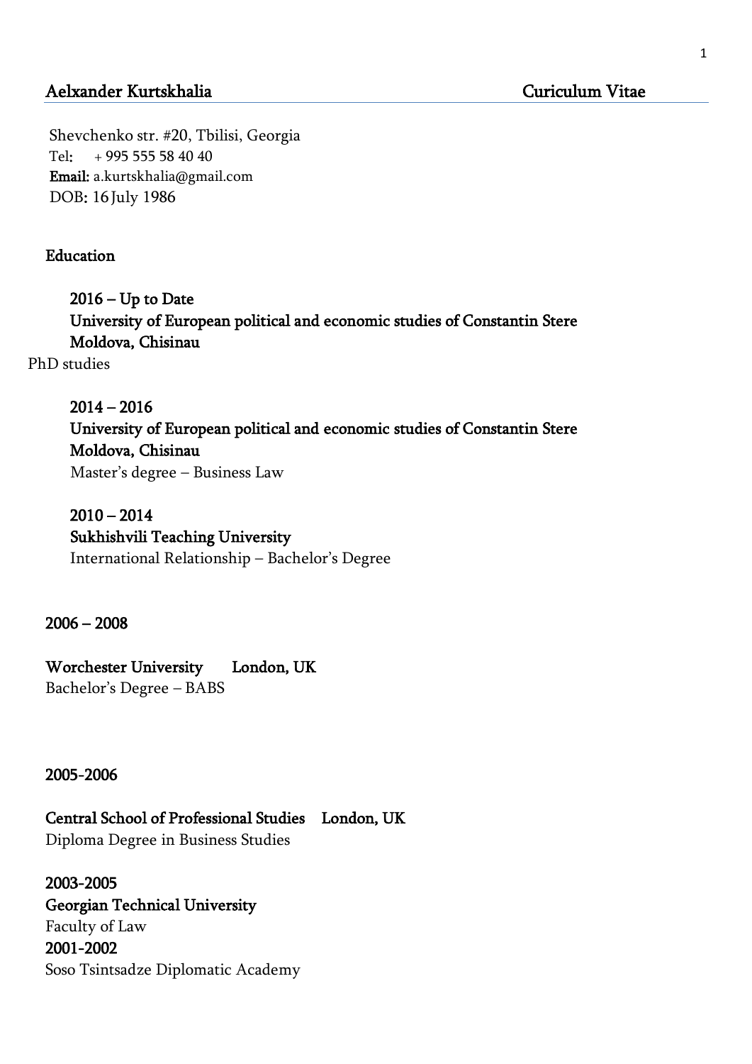# Aelxander Kurtskhalia Curiculum Vitae

Shevchenko str. #20, Tbilisi, Georgia
Tel: + 995 555 58 40 40
**Email:** a.kurtskhalia@gmail.com
DOB: 16 July 1986

## Education

**2016 – Up to Date**
**University of European political and economic studies of Constantin Stere**
**Moldova, Chisinau**
PhD studies

**2014 – 2016**
**University of European political and economic studies of Constantin Stere**
**Moldova, Chisinau**
Master's degree – Business Law

**2010 – 2014**
**Sukhishvili Teaching University**
International Relationship – Bachelor's Degree

**2006 – 2008**

**Worchester University London, UK**
Bachelor's Degree – BABS

**2005-2006**

**Central School of Professional Studies London, UK**
Diploma Degree in Business Studies

**2003-2005**
**Georgian Technical University**
Faculty of Law
**2001-2002**
Soso Tsintsadze Diplomatic Academy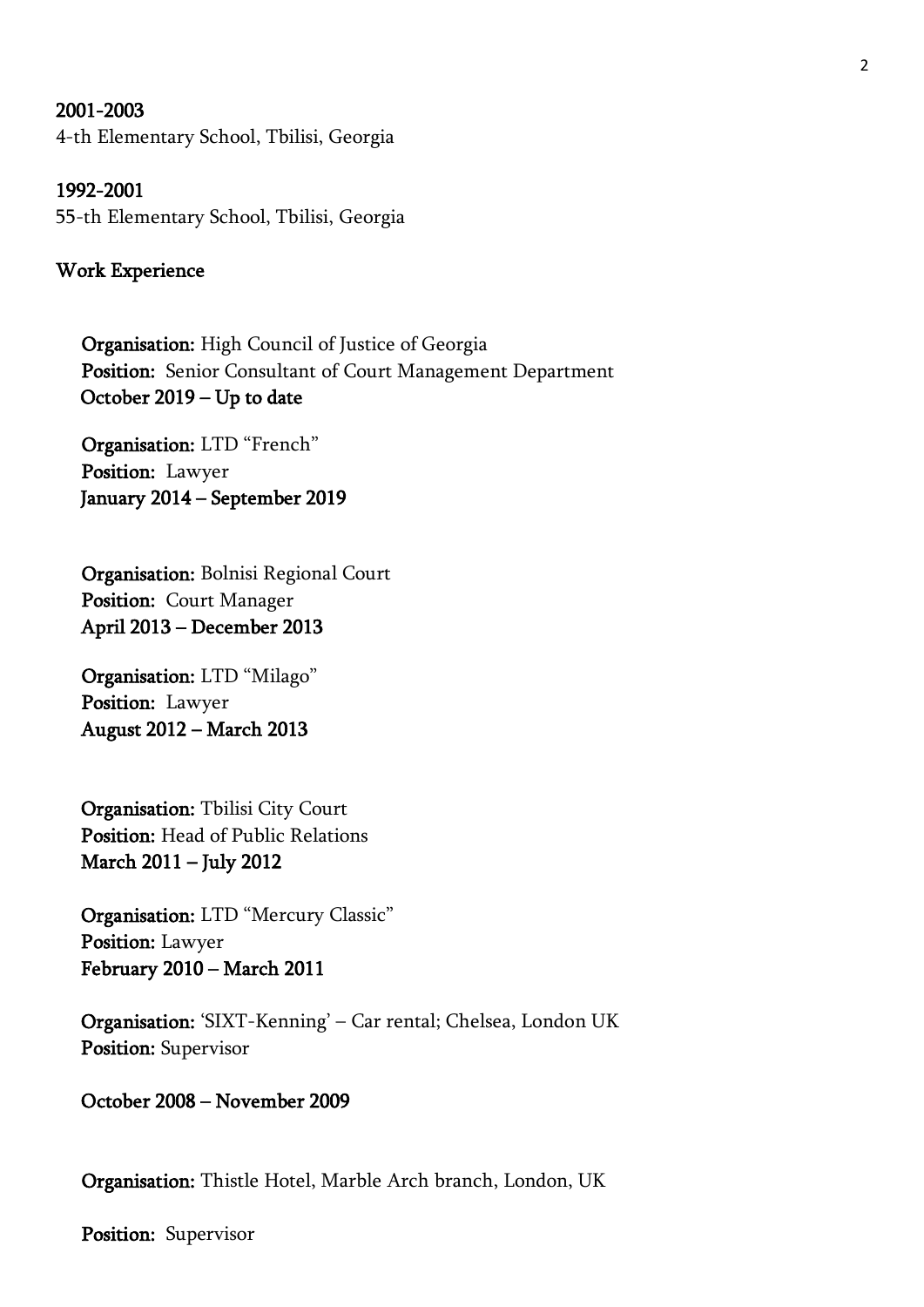**2001-2003**
4-th Elementary School, Tbilisi, Georgia

**1992-2001**
55-th Elementary School, Tbilisi, Georgia

## Work Experience

**Organisation:** High Council of Justice of Georgia
**Position:** Senior Consultant of Court Management Department
**October 2019 – Up to date**

**Organisation:** LTD "French"
**Position:** Lawyer
**January 2014 – September 2019**

**Organisation:** Bolnisi Regional Court
**Position:** Court Manager
**April 2013 – December 2013**

**Organisation:** LTD "Milago"
**Position:** Lawyer
**August 2012 – March 2013**

**Organisation:** Tbilisi City Court
**Position:** Head of Public Relations
**March 2011 – July 2012**

**Organisation:** LTD "Mercury Classic"
**Position:** Lawyer
**February 2010 – March 2011**

**Organisation:** 'SIXT-Kenning' – Car rental; Chelsea, London UK
**Position:** Supervisor

**October 2008 – November 2009**

**Organisation:** Thistle Hotel, Marble Arch branch, London, UK

**Position:** Supervisor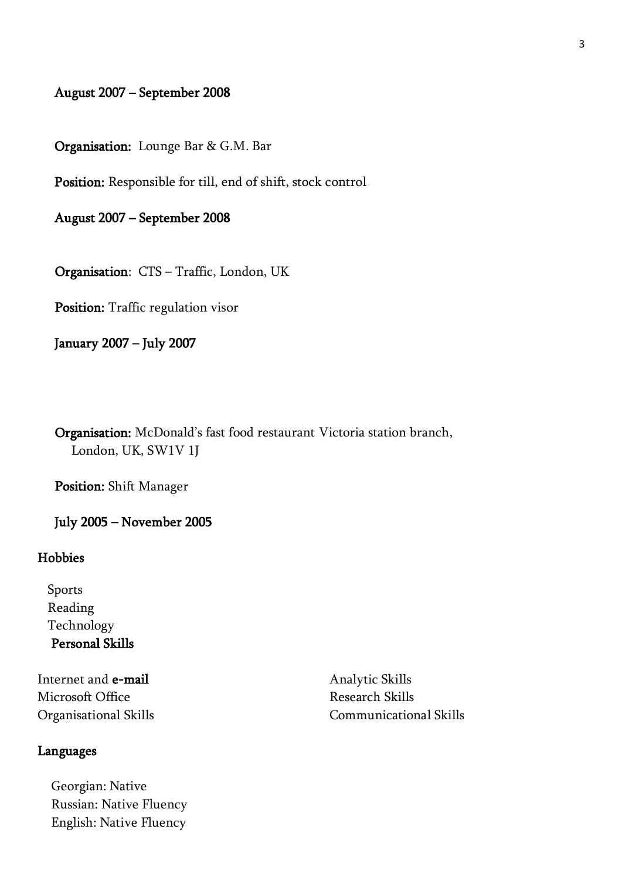**August 2007 – September 2008**

**Organisation:** Lounge Bar & G.M. Bar

**Position:** Responsible for till, end of shift, stock control

**August 2007 – September 2008**

**Organisation**: CTS – Traffic, London, UK

**Position:** Traffic regulation visor

**January 2007 – July 2007**

**Organisation:** McDonald's fast food restaurant Victoria station branch, London, UK, SW1V 1J

**Position:** Shift Manager

**July 2005 – November 2005**

## Hobbies

Sports
Reading
Technology

## Personal Skills

Internet and **e-mail**
Microsoft Office
Organisational Skills
Analytic Skills
Research Skills
Communicational Skills

## Languages

Georgian: Native
Russian: Native Fluency
English: Native Fluency